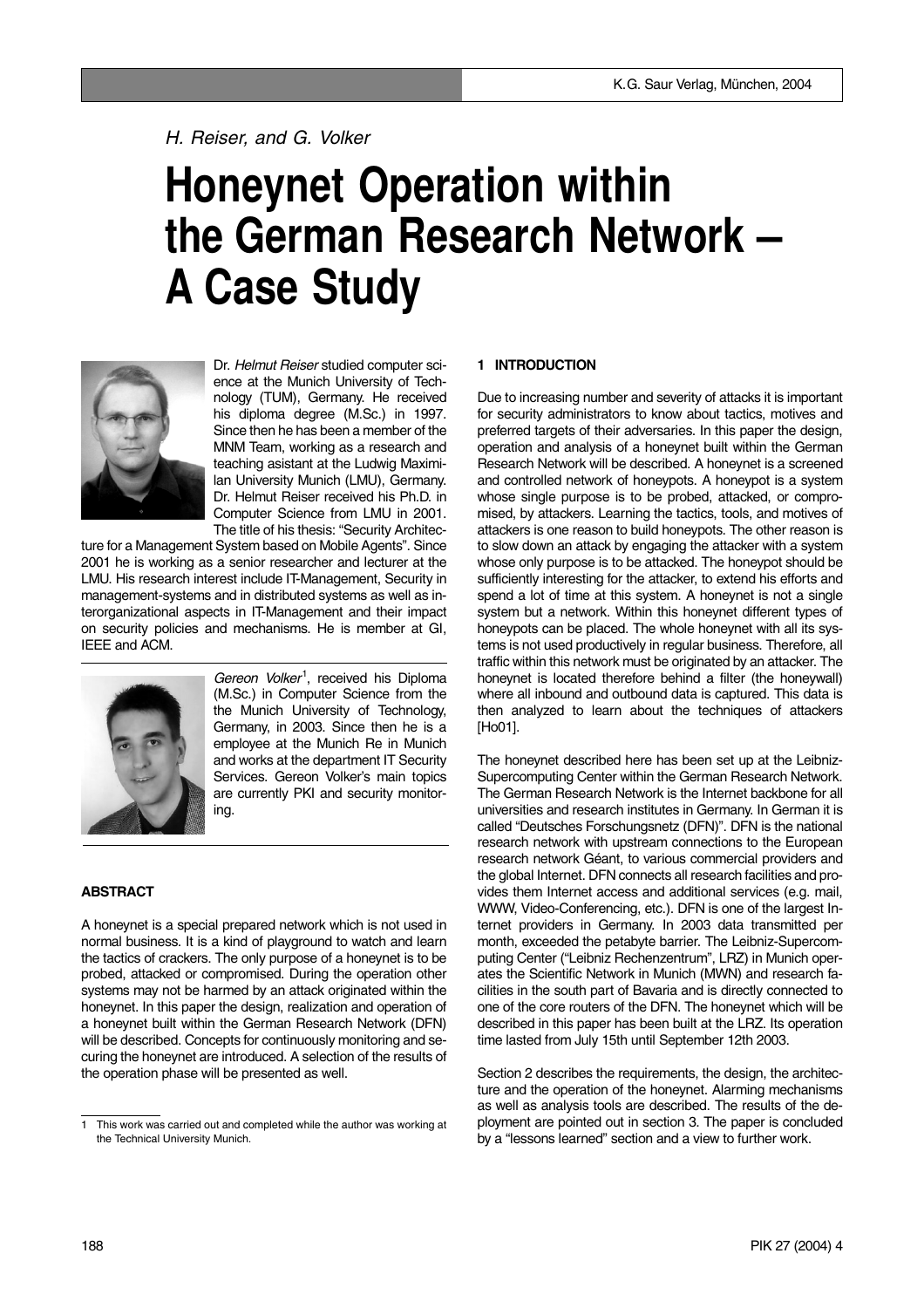*H. Reiser, and G. Volker*

# Honeynet Operation within the German Research Network – A Case Study

Dr. *Helmut Reiser* studied computer science at the Munich University of Technology (TUM), Germany. He received his diploma degree (M.Sc.) in 1997. Since then he has been a member of the MNM Team, working as a research and teaching asistant at the Ludwig Maximilan University Munich (LMU), Germany. Dr. Helmut Reiser received his Ph.D. in Computer Science from LMU in 2001. The title of his thesis: "Security Architecture for a Management System based on Mobile Agents". Since 2001 he is working as a senior researcher and lecturer at the LMU. His research interest include IT-Management, Security in management-systems and in distributed systems as well as interorganizational aspects in IT-Management and their impact on security policies and mechanisms. He is member at GI, IEEE and ACM.

*Gereon Volker*[1], received his Diploma (M.Sc.) in Computer Science from the the Munich University of Technology, Germany, in 2003. Since then he is a employee at the Munich Re in Munich and works at the department IT Security Services. Gereon Volker's main topics are currently PKI and security monitoring.

## ABSTRACT

A honeynet is a special prepared network which is not used in normal business. It is a kind of playground to watch and learn the tactics of crackers. The only purpose of a honeynet is to be probed, attacked or compromised. During the operation other systems may not be harmed by an attack originated within the honeynet. In this paper the design, realization and operation of a honeynet built within the German Research Network (DFN) will be described. Concepts for continuously monitoring and securing the honeynet are introduced. A selection of the results of the operation phase will be presented as well.

[1] This work was carried out and completed while the author was working at the Technical University Munich.

## 1 INTRODUCTION

Due to increasing number and severity of attacks it is important for security administrators to know about tactics, motives and preferred targets of their adversaries. In this paper the design, operation and analysis of a honeynet built within the German Research Network will be described. A honeynet is a screened and controlled network of honeypots. A honeypot is a system whose single purpose is to be probed, attacked, or compromised, by attackers. Learning the tactics, tools, and motives of attackers is one reason to build honeypots. The other reason is to slow down an attack by engaging the attacker with a system whose only purpose is to be attacked. The honeypot should be sufficiently interesting for the attacker, to extend his efforts and spend a lot of time at this system. A honeynet is not a single system but a network. Within this honeynet different types of honeypots can be placed. The whole honeynet with all its systems is not used productively in regular business. Therefore, all traffic within this network must be originated by an attacker. The honeynet is located therefore behind a filter (the honeywall) where all inbound and outbound data is captured. This data is then analyzed to learn about the techniques of attackers [Ho01].

The honeynet described here has been set up at the Leibniz-Supercomputing Center within the German Research Network. The German Research Network is the Internet backbone for all universities and research institutes in Germany. In German it is called "Deutsches Forschungsnetz (DFN)". DFN is the national research network with upstream connections to the European research network Géant, to various commercial providers and the global Internet. DFN connects all research facilities and provides them Internet access and additional services (e.g. mail, WWW, Video-Conferencing, etc.). DFN is one of the largest Internet providers in Germany. In 2003 data transmitted per month, exceeded the petabyte barrier. The Leibniz-Supercomputing Center ("Leibniz Rechenzentrum", LRZ) in Munich operates the Scientific Network in Munich (MWN) and research facilities in the south part of Bavaria and is directly connected to one of the core routers of the DFN. The honeynet which will be described in this paper has been built at the LRZ. Its operation time lasted from July 15th until September 12th 2003.

Section 2 describes the requirements, the design, the architecture and the operation of the honeynet. Alarming mechanisms as well as analysis tools are described. The results of the deployment are pointed out in section 3. The paper is concluded by a "lessons learned" section and a view to further work.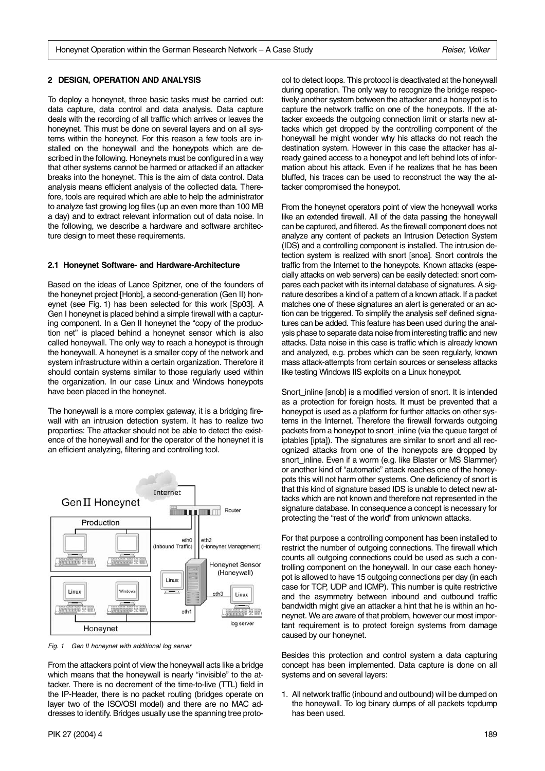## 2 DESIGN, OPERATION AND ANALYSIS

To deploy a honeynet, three basic tasks must be carried out: data capture, data control and data analysis. Data capture deals with the recording of all traffic which arrives or leaves the honeynet. This must be done on several layers and on all systems within the honeynet. For this reason a few tools are installed on the honeywall and the honeypots which are described in the following. Honeynets must be configured in a way that other systems cannot be harmed or attacked if an attacker breaks into the honeynet. This is the aim of data control. Data analysis means efficient analysis of the collected data. Therefore, tools are required which are able to help the administrator to analyze fast growing log files (up an even more than 100 MB a day) and to extract relevant information out of data noise. In the following, we describe a hardware and software architecture design to meet these requirements.

### 2.1 Honeynet Software- and Hardware-Architecture

Based on the ideas of Lance Spitzner, one of the founders of the honeynet project [Honb], a second-generation (Gen II) honeynet (see Fig. 1) has been selected for this work [Sp03]. A Gen I honeynet is placed behind a simple firewall with a capturing component. In a Gen II honeynet the "copy of the production net" is placed behind a honeynet sensor which is also called honeywall. The only way to reach a honeypot is through the honeywall. A honeynet is a smaller copy of the network and system infrastructure within a certain organization. Therefore it should contain systems similar to those regularly used within the organization. In our case Linux and Windows honeypots have been placed in the honeynet.

The honeywall is a more complex gateway, it is a bridging firewall with an intrusion detection system. It has to realize two properties: The attacker should not be able to detect the existence of the honeywall and for the operator of the honeynet it is an efficient analyzing, filtering and controlling tool.

Gen II Honeynet

Internet

Router

Production

eth0 (Inbound Traffic)

eth2 (Honeynet Management)

Honeynet Sensor (Honeywall)

Linux

Linux

Windows

eth3

Linux

eth1

log server

Honeynet

*Fig. 1 Gen II honeynet with additional log server*

From the attackers point of view the honeywall acts like a bridge which means that the honeywall is nearly "invisible" to the attacker. There is no decrement of the time-to-live (TTL) field in the IP-Header, there is no packet routing (bridges operate on layer two of the ISO/OSI model) and there are no MAC addresses to identify. Bridges usually use the spanning tree protocol to detect loops. This protocol is deactivated at the honeywall during operation. The only way to recognize the bridge respectively another system between the attacker and a honeypot is to capture the network traffic on one of the honeypots. If the attacker exceeds the outgoing connection limit or starts new attacks which get dropped by the controlling component of the honeywall he might wonder why his attacks do not reach the destination system. However in this case the attacker has already gained access to a honeypot and left behind lots of information about his attack. Even if he realizes that he has been bluffed, his traces can be used to reconstruct the way the attacker compromised the honeypot.

From the honeynet operators point of view the honeywall works like an extended firewall. All of the data passing the honeywall can be captured, and filtered. As the firewall component does not analyze any content of packets an Intrusion Detection System (IDS) and a controlling component is installed. The intrusion detection system is realized with snort [snoa]. Snort controls the traffic from the Internet to the honeypots. Known attacks (especially attacks on web servers) can be easily detected: snort compares each packet with its internal database of signatures. A signature describes a kind of a pattern of a known attack. If a packet matches one of these signatures an alert is generated or an action can be triggered. To simplify the analysis self defined signatures can be added. This feature has been used during the analysis phase to separate data noise from interesting traffic and new attacks. Data noise in this case is traffic which is already known and analyzed, e.g. probes which can be seen regularly, known mass attack-attempts from certain sources or senseless attacks like testing Windows IIS exploits on a Linux honeypot.

Snort_inline [snob] is a modified version of snort. It is intended as a protection for foreign hosts. It must be prevented that a honeypot is used as a platform for further attacks on other systems in the Internet. Therefore the firewall forwards outgoing packets from a honeypot to snort_inline (via the queue target of iptables [ipta]). The signatures are similar to snort and all recognized attacks from one of the honeypots are dropped by snort_inline. Even if a worm (e.g. like Blaster or MS Slammer) or another kind of "automatic" attack reaches one of the honeypots this will not harm other systems. One deficiency of snort is that this kind of signature based IDS is unable to detect new attacks which are not known and therefore not represented in the signature database. In consequence a concept is necessary for protecting the "rest of the world" from unknown attacks.

For that purpose a controlling component has been installed to restrict the number of outgoing connections. The firewall which counts all outgoing connections could be used as such a controlling component on the honeywall. In our case each honeypot is allowed to have 15 outgoing connections per day (in each case for TCP, UDP and ICMP). This number is quite restrictive and the asymmetry between inbound and outbound traffic bandwidth might give an attacker a hint that he is within an honeynet. We are aware of that problem, however our most important requirement is to protect foreign systems from damage caused by our honeynet.

Besides this protection and control system a data capturing concept has been implemented. Data capture is done on all systems and on several layers:

1. All network traffic (inbound and outbound) will be dumped on the honeywall. To log binary dumps of all packets tcpdump has been used.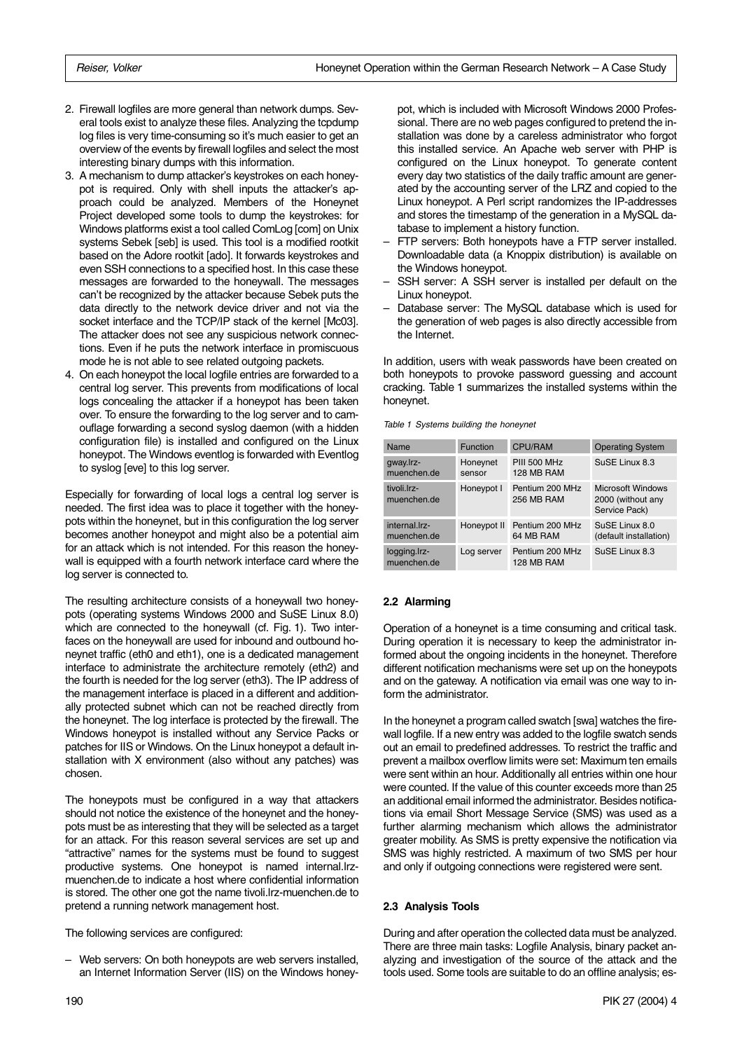2. Firewall logfiles are more general than network dumps. Several tools exist to analyze these files. Analyzing the tcpdump log files is very time-consuming so it's much easier to get an overview of the events by firewall logfiles and select the most interesting binary dumps with this information.
3. A mechanism to dump attacker's keystrokes on each honeypot is required. Only with shell inputs the attacker's approach could be analyzed. Members of the Honeynet Project developed some tools to dump the keystrokes: for Windows platforms exist a tool called ComLog [com] on Unix systems Sebek [seb] is used. This tool is a modified rootkit based on the Adore rootkit [ado]. It forwards keystrokes and even SSH connections to a specified host. In this case these messages are forwarded to the honeywall. The messages can't be recognized by the attacker because Sebek puts the data directly to the network device driver and not via the socket interface and the TCP/IP stack of the kernel [Mc03]. The attacker does not see any suspicious network connections. Even if he puts the network interface in promiscuous mode he is not able to see related outgoing packets.
4. On each honeypot the local logfile entries are forwarded to a central log server. This prevents from modifications of local logs concealing the attacker if a honeypot has been taken over. To ensure the forwarding to the log server and to camouflage forwarding a second syslog daemon (with a hidden configuration file) is installed and configured on the Linux honeypot. The Windows eventlog is forwarded with Eventlog to syslog [eve] to this log server.

Especially for forwarding of local logs a central log server is needed. The first idea was to place it together with the honeypots within the honeynet, but in this configuration the log server becomes another honeypot and might also be a potential aim for an attack which is not intended. For this reason the honeywall is equipped with a fourth network interface card where the log server is connected to.

The resulting architecture consists of a honeywall two honeypots (operating systems Windows 2000 and SuSE Linux 8.0) which are connected to the honeywall (cf. Fig. 1). Two interfaces on the honeywall are used for inbound and outbound honeynet traffic (eth0 and eth1), one is a dedicated management interface to administrate the architecture remotely (eth2) and the fourth is needed for the log server (eth3). The IP address of the management interface is placed in a different and additionally protected subnet which can not be reached directly from the honeynet. The log interface is protected by the firewall. The Windows honeypot is installed without any Service Packs or patches for IIS or Windows. On the Linux honeypot a default installation with X environment (also without any patches) was chosen.

The honeypots must be configured in a way that attackers should not notice the existence of the honeynet and the honeypots must be as interesting that they will be selected as a target for an attack. For this reason several services are set up and "attractive" names for the systems must be found to suggest productive systems. One honeypot is named internal.lrz-muenchen.de to indicate a host where confidential information is stored. The other one got the name tivoli.lrz-muenchen.de to pretend a running network management host.

The following services are configured:

– Web servers: On both honeypots are web servers installed, an Internet Information Server (IIS) on the Windows honeypot, which is included with Microsoft Windows 2000 Professional. There are no web pages configured to pretend the installation was done by a careless administrator who forgot this installed service. An Apache web server with PHP is configured on the Linux honeypot. To generate content every day two statistics of the daily traffic amount are generated by the accounting server of the LRZ and copied to the Linux honeypot. A Perl script randomizes the IP-addresses and stores the timestamp of the generation in a MySQL database to implement a history function.
– FTP servers: Both honeypots have a FTP server installed. Downloadable data (a Knoppix distribution) is available on the Windows honeypot.
– SSH server: A SSH server is installed per default on the Linux honeypot.
– Database server: The MySQL database which is used for the generation of web pages is also directly accessible from the Internet.

In addition, users with weak passwords have been created on both honeypots to provoke password guessing and account cracking. Table 1 summarizes the installed systems within the honeynet.

*Table 1 Systems building the honeynet*

| Name | Function | CPU/RAM | Operating System |
|---|---|---|---|
| gway.lrz-muenchen.de | Honeynet sensor | PIII 500 MHz 128 MB RAM | SuSE Linux 8.3 |
| tivoli.lrz-muenchen.de | Honeypot I | Pentium 200 MHz 256 MB RAM | Microsoft Windows 2000 (without any Service Pack) |
| internal.lrz-muenchen.de | Honeypot II | Pentium 200 MHz 64 MB RAM | SuSE Linux 8.0 (default installation) |
| logging.lrz-muenchen.de | Log server | Pentium 200 MHz 128 MB RAM | SuSE Linux 8.3 |

### 2.2 Alarming

Operation of a honeynet is a time consuming and critical task. During operation it is necessary to keep the administrator informed about the ongoing incidents in the honeynet. Therefore different notification mechanisms were set up on the honeypots and on the gateway. A notification via email was one way to inform the administrator.

In the honeynet a program called swatch [swa] watches the firewall logfile. If a new entry was added to the logfile swatch sends out an email to predefined addresses. To restrict the traffic and prevent a mailbox overflow limits were set: Maximum ten emails were sent within an hour. Additionally all entries within one hour were counted. If the value of this counter exceeds more than 25 an additional email informed the administrator. Besides notifications via email Short Message Service (SMS) was used as a further alarming mechanism which allows the administrator greater mobility. As SMS is pretty expensive the notification via SMS was highly restricted. A maximum of two SMS per hour and only if outgoing connections were registered were sent.

### 2.3 Analysis Tools

During and after operation the collected data must be analyzed. There are three main tasks: Logfile Analysis, binary packet analyzing and investigation of the source of the attack and the tools used. Some tools are suitable to do an offline analysis; es-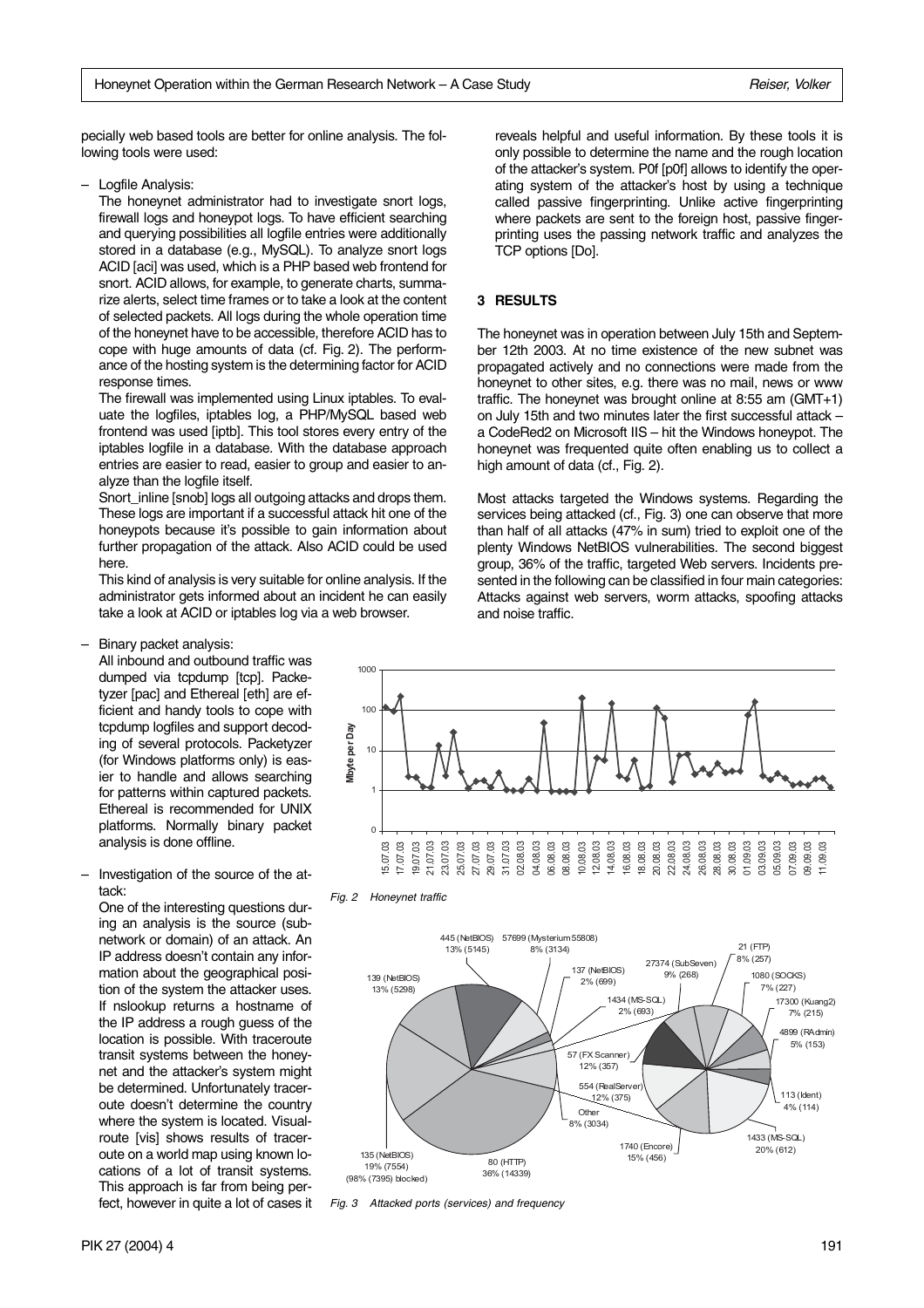pecially web based tools are better for online analysis. The following tools were used:

– Logfile Analysis:
  The honeynet administrator had to investigate snort logs, firewall logs and honeypot logs. To have efficient searching and querying possibilities all logfile entries were additionally stored in a database (e.g., MySQL). To analyze snort logs ACID [aci] was used, which is a PHP based web frontend for snort. ACID allows, for example, to generate charts, summarize alerts, select time frames or to take a look at the content of selected packets. All logs during the whole operation time of the honeynet have to be accessible, therefore ACID has to cope with huge amounts of data (cf. Fig. 2). The performance of the hosting system is the determining factor for ACID response times.
  The firewall was implemented using Linux iptables. To evaluate the logfiles, iptables log, a PHP/MySQL based web frontend was used [iptb]. This tool stores every entry of the iptables logfile in a database. With the database approach entries are easier to read, easier to group and easier to analyze than the logfile itself.
  Snort_inline [snob] logs all outgoing attacks and drops them. These logs are important if a successful attack hit one of the honeypots because it's possible to gain information about further propagation of the attack. Also ACID could be used here.
  This kind of analysis is very suitable for online analysis. If the administrator gets informed about an incident he can easily take a look at ACID or iptables log via a web browser.

– Binary packet analysis:
  All inbound and outbound traffic was dumped via tcpdump [tcp]. Packetyzer [pac] and Ethereal [eth] are efficient and handy tools to cope with tcpdump logfiles and support decoding of several protocols. Packetyzer (for Windows platforms only) is easier to handle and allows searching for patterns within captured packets. Ethereal is recommended for UNIX platforms. Normally binary packet analysis is done offline.

– Investigation of the source of the attack:
  One of the interesting questions during an analysis is the source (subnetwork or domain) of an attack. An IP address doesn't contain any information about the geographical position of the system the attacker uses. If nslookup returns a hostname of the IP address a rough guess of the location is possible. With traceroute transit systems between the honeynet and the attacker's system might be determined. Unfortunately traceroute doesn't determine the country where the system is located. Visualroute [vis] shows results of traceroute on a world map using known locations of a lot of transit systems. This approach is far from being perfect, however in quite a lot of cases it reveals helpful and useful information. By these tools it is only possible to determine the name and the rough location of the attacker's system. P0f [p0f] allows to identify the operating system of the attacker's host by using a technique called passive fingerprinting. Unlike active fingerprinting where packets are sent to the foreign host, passive fingerprinting uses the passing network traffic and analyzes the TCP options [Do].

## 3 RESULTS

The honeynet was in operation between July 15th and September 12th 2003. At no time existence of the new subnet was propagated actively and no connections were made from the honeynet to other sites, e.g. there was no mail, news or www traffic. The honeynet was brought online at 8:55 am (GMT+1) on July 15th and two minutes later the first successful attack – a CodeRed2 on Microsoft IIS – hit the Windows honeypot. The honeynet was frequented quite often enabling us to collect a high amount of data (cf., Fig. 2).

Most attacks targeted the Windows systems. Regarding the services being attacked (cf., Fig. 3) one can observe that more than half of all attacks (47% in sum) tried to exploit one of the plenty Windows NetBIOS vulnerabilities. The second biggest group, 36% of the traffic, targeted Web servers. Incidents presented in the following can be classified in four main categories: Attacks against web servers, worm attacks, spoofing attacks and noise traffic.

*Fig. 2 Honeynet traffic*

*Fig. 3 Attacked ports (services) and frequency*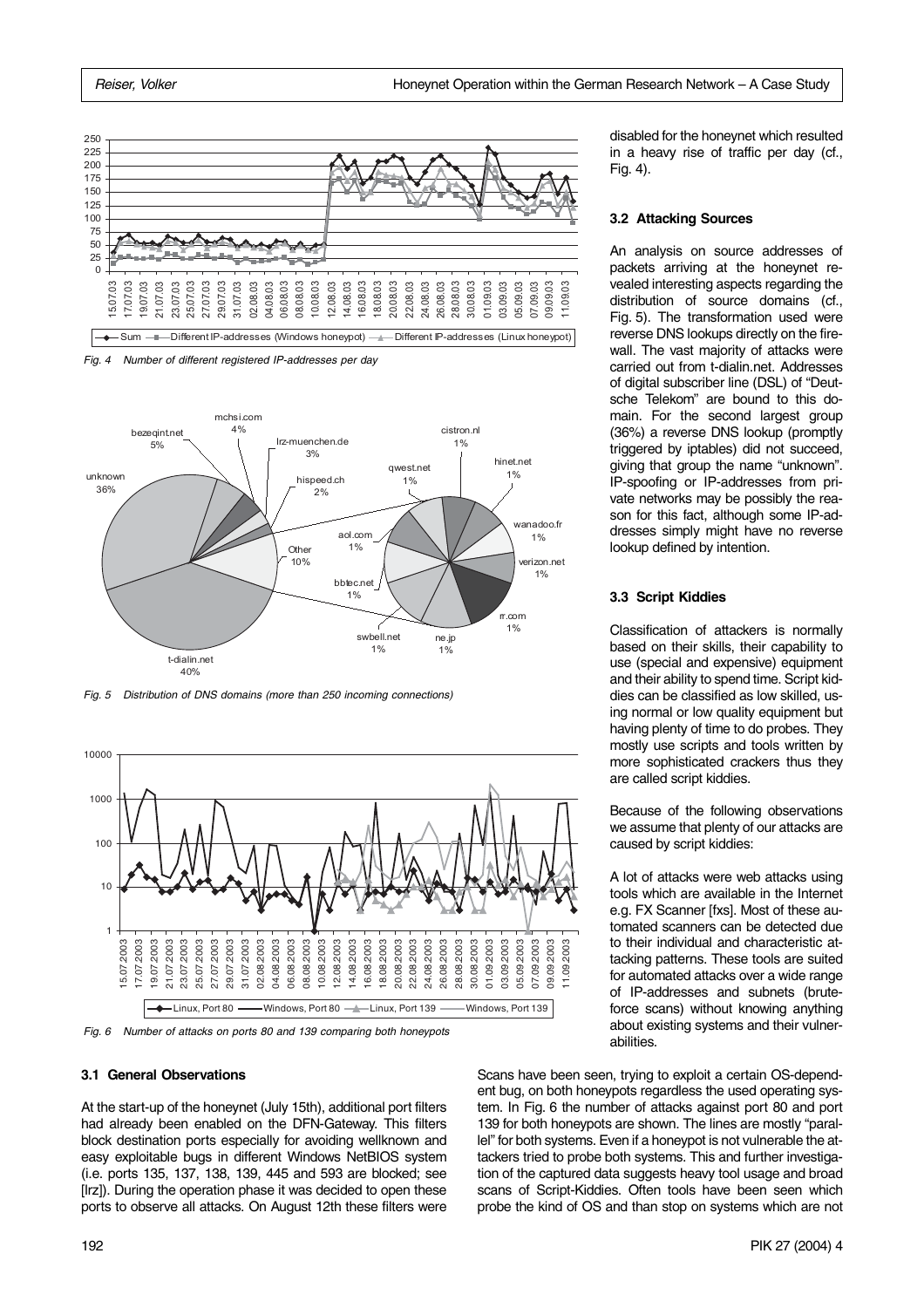Fig. 4 Number of different registered IP-addresses per day

Fig. 5 Distribution of DNS domains (more than 250 incoming connections)

Fig. 6 Number of attacks on ports 80 and 139 comparing both honeypots

### 3.1 General Observations

At the start-up of the honeynet (July 15th), additional port filters had already been enabled on the DFN-Gateway. This filters block destination ports especially for avoiding wellknown and easy exploitable bugs in different Windows NetBIOS system (i.e. ports 135, 137, 138, 139, 445 and 593 are blocked; see [lrz]). During the operation phase it was decided to open these ports to observe all attacks. On August 12th these filters were disabled for the honeynet which resulted in a heavy rise of traffic per day (cf., Fig. 4).

### 3.2 Attacking Sources

An analysis on source addresses of packets arriving at the honeynet revealed interesting aspects regarding the distribution of source domains (cf., Fig. 5). The transformation used were reverse DNS lookups directly on the firewall. The vast majority of attacks were carried out from t-dialin.net. Addresses of digital subscriber line (DSL) of "Deutsche Telekom" are bound to this domain. For the second largest group (36%) a reverse DNS lookup (promptly triggered by iptables) did not succeed, giving that group the name "unknown". IP-spoofing or IP-addresses from private networks may be possibly the reason for this fact, although some IP-addresses simply might have no reverse lookup defined by intention.

### 3.3 Script Kiddies

Classification of attackers is normally based on their skills, their capability to use (special and expensive) equipment and their ability to spend time. Script kiddies can be classified as low skilled, using normal or low quality equipment but having plenty of time to do probes. They mostly use scripts and tools written by more sophisticated crackers thus they are called script kiddies.

Because of the following observations we assume that plenty of our attacks are caused by script kiddies:

A lot of attacks were web attacks using tools which are available in the Internet e.g. FX Scanner [fxs]. Most of these automated scanners can be detected due to their individual and characteristic attacking patterns. These tools are suited for automated attacks over a wide range of IP-addresses and subnets (bruteforce scans) without knowing anything about existing systems and their vulnerabilities.

Scans have been seen, trying to exploit a certain OS-dependent bug, on both honeypots regardless the used operating system. In Fig. 6 the number of attacks against port 80 and port 139 for both honeypots are shown. The lines are mostly "parallel" for both systems. Even if a honeypot is not vulnerable the attackers tried to probe both systems. This and further investigation of the captured data suggests heavy tool usage and broad scans of Script-Kiddies. Often tools have been seen which probe the kind of OS and than stop on systems which are not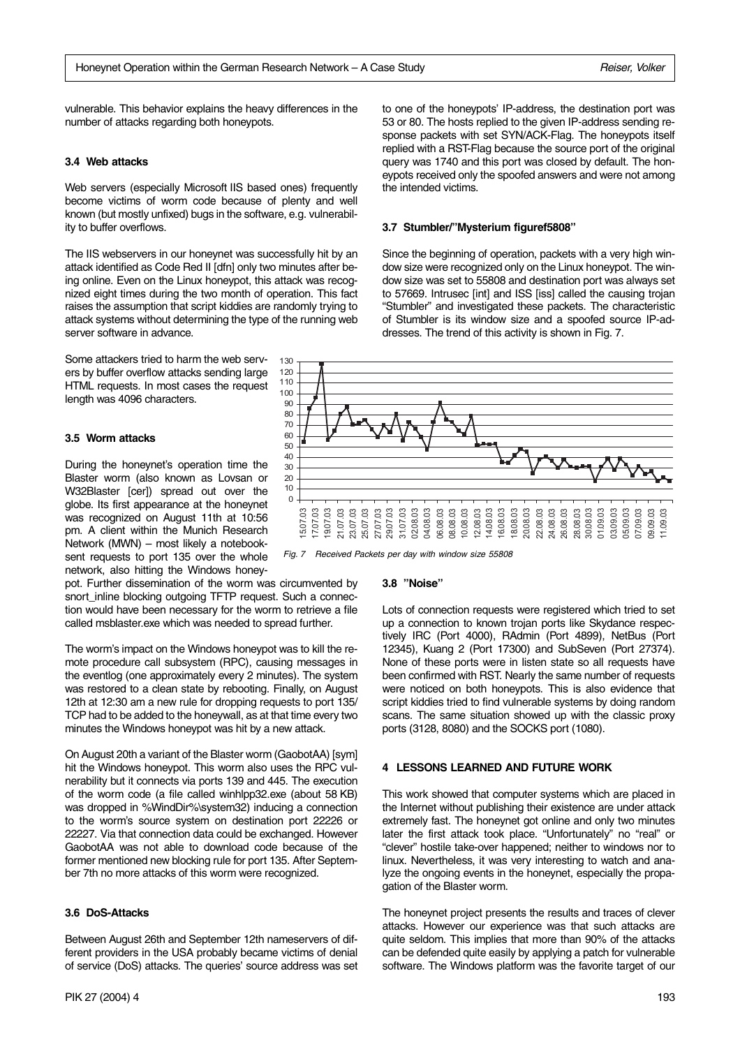vulnerable. This behavior explains the heavy differences in the number of attacks regarding both honeypots.

### 3.4 Web attacks

Web servers (especially Microsoft IIS based ones) frequently become victims of worm code because of plenty and well known (but mostly unfixed) bugs in the software, e.g. vulnerability to buffer overflows.

The IIS webservers in our honeynet was successfully hit by an attack identified as Code Red II [dfn] only two minutes after being online. Even on the Linux honeypot, this attack was recognized eight times during the two month of operation. This fact raises the assumption that script kiddies are randomly trying to attack systems without determining the type of the running web server software in advance.

Some attackers tried to harm the web servers by buffer overflow attacks sending large HTML requests. In most cases the request length was 4096 characters.

### 3.5 Worm attacks

During the honeynet's operation time the Blaster worm (also known as Lovsan or W32Blaster [cer]) spread out over the globe. Its first appearance at the honeynet was recognized on August 11th at 10:56 pm. A client within the Munich Research Network (MWN) – most likely a notebook-sent requests to port 135 over the whole network, also hitting the Windows honeypot. Further dissemination of the worm was circumvented by snort_inline blocking outgoing TFTP request. Such a connection would have been necessary for the worm to retrieve a file called msblaster.exe which was needed to spread further.

The worm's impact on the Windows honeypot was to kill the remote procedure call subsystem (RPC), causing messages in the eventlog (one approximately every 2 minutes). The system was restored to a clean state by rebooting. Finally, on August 12th at 12:30 am a new rule for dropping requests to port 135/TCP had to be added to the honeywall, as at that time every two minutes the Windows honeypot was hit by a new attack.

On August 20th a variant of the Blaster worm (GaobotAA) [sym] hit the Windows honeypot. This worm also uses the RPC vulnerability but it connects via ports 139 and 445. The execution of the worm code (a file called winhlpp32.exe (about 58 KB) was dropped in %WindDir%\system32) inducing a connection to the worm's source system on destination port 22226 or 22227. Via that connection data could be exchanged. However GaobotAA was not able to download code because of the former mentioned new blocking rule for port 135. After September 7th no more attacks of this worm were recognized.

### 3.6 DoS-Attacks

Between August 26th and September 12th nameservers of different providers in the USA probably became victims of denial of service (DoS) attacks. The queries' source address was set to one of the honeypots' IP-address, the destination port was 53 or 80. The hosts replied to the given IP-address sending response packets with set SYN/ACK-Flag. The honeypots itself replied with a RST-Flag because the source port of the original query was 1740 and this port was closed by default. The honeypots received only the spoofed answers and were not among the intended victims.

### 3.7 Stumbler/"Mysterium figuref5808"

Since the beginning of operation, packets with a very high window size were recognized only on the Linux honeypot. The window size was set to 55808 and destination port was always set to 57669. Intrusec [int] and ISS [iss] called the causing trojan "Stumbler" and investigated these packets. The characteristic of Stumbler is its window size and a spoofed source IP-addresses. The trend of this activity is shown in Fig. 7.

*Fig. 7 Received Packets per day with window size 55808*

### 3.8 "Noise"

Lots of connection requests were registered which tried to set up a connection to known trojan ports like Skydance respectively IRC (Port 4000), RAdmin (Port 4899), NetBus (Port 12345), Kuang 2 (Port 17300) and SubSeven (Port 27374). None of these ports were in listen state so all requests have been confirmed with RST. Nearly the same number of requests were noticed on both honeypots. This is also evidence that script kiddies tried to find vulnerable systems by doing random scans. The same situation showed up with the classic proxy ports (3128, 8080) and the SOCKS port (1080).

## 4 LESSONS LEARNED AND FUTURE WORK

This work showed that computer systems which are placed in the Internet without publishing their existence are under attack extremely fast. The honeynet got online and only two minutes later the first attack took place. "Unfortunately" no "real" or "clever" hostile take-over happened; neither to windows nor to linux. Nevertheless, it was very interesting to watch and analyze the ongoing events in the honeynet, especially the propagation of the Blaster worm.

The honeynet project presents the results and traces of clever attacks. However our experience was that such attacks are quite seldom. This implies that more than 90% of the attacks can be defended quite easily by applying a patch for vulnerable software. The Windows platform was the favorite target of our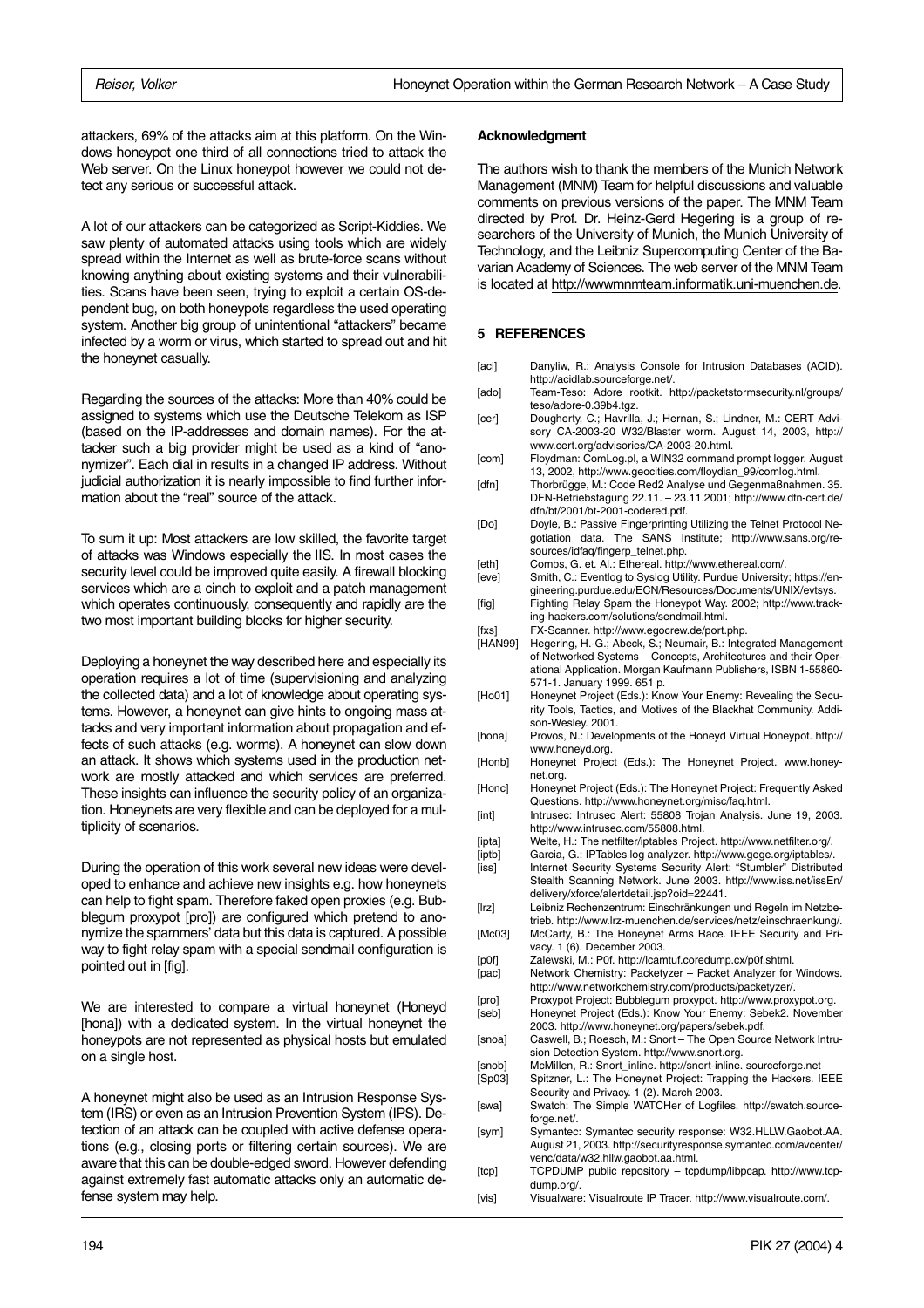attackers, 69% of the attacks aim at this platform. On the Windows honeypot one third of all connections tried to attack the Web server. On the Linux honeypot however we could not detect any serious or successful attack.

A lot of our attackers can be categorized as Script-Kiddies. We saw plenty of automated attacks using tools which are widely spread within the Internet as well as brute-force scans without knowing anything about existing systems and their vulnerabilities. Scans have been seen, trying to exploit a certain OS-dependent bug, on both honeypots regardless the used operating system. Another big group of unintentional "attackers" became infected by a worm or virus, which started to spread out and hit the honeynet casually.

Regarding the sources of the attacks: More than 40% could be assigned to systems which use the Deutsche Telekom as ISP (based on the IP-addresses and domain names). For the attacker such a big provider might be used as a kind of "anonymizer". Each dial in results in a changed IP address. Without judicial authorization it is nearly impossible to find further information about the "real" source of the attack.

To sum it up: Most attackers are low skilled, the favorite target of attacks was Windows especially the IIS. In most cases the security level could be improved quite easily. A firewall blocking services which are a cinch to exploit and a patch management which operates continuously, consequently and rapidly are the two most important building blocks for higher security.

Deploying a honeynet the way described here and especially its operation requires a lot of time (supervisioning and analyzing the collected data) and a lot of knowledge about operating systems. However, a honeynet can give hints to ongoing mass attacks and very important information about propagation and effects of such attacks (e.g. worms). A honeynet can slow down an attack. It shows which systems used in the production network are mostly attacked and which services are preferred. These insights can influence the security policy of an organization. Honeynets are very flexible and can be deployed for a multiplicity of scenarios.

During the operation of this work several new ideas were developed to enhance and achieve new insights e.g. how honeynets can help to fight spam. Therefore faked open proxies (e.g. Bubblegum proxypot [pro]) are configured which pretend to anonymize the spammers' data but this data is captured. A possible way to fight relay spam with a special sendmail configuration is pointed out in [fig].

We are interested to compare a virtual honeynet (Honeyd [hona]) with a dedicated system. In the virtual honeynet the honeypots are not represented as physical hosts but emulated on a single host.

A honeynet might also be used as an Intrusion Response System (IRS) or even as an Intrusion Prevention System (IPS). Detection of an attack can be coupled with active defense operations (e.g., closing ports or filtering certain sources). We are aware that this can be double-edged sword. However defending against extremely fast automatic attacks only an automatic defense system may help.

**Acknowledgment**

The authors wish to thank the members of the Munich Network Management (MNM) Team for helpful discussions and valuable comments on previous versions of the paper. The MNM Team directed by Prof. Dr. Heinz-Gerd Hegering is a group of researchers of the University of Munich, the Munich University of Technology, and the Leibniz Supercomputing Center of the Bavarian Academy of Sciences. The web server of the MNM Team is located at http://wwwmnmteam.informatik.uni-muenchen.de.

## 5 REFERENCES

[aci] Danyliw, R.: Analysis Console for Intrusion Databases (ACID). http://acidlab.sourceforge.net/.

[ado] Team-Teso: Adore rootkit. http://packetstormsecurity.nl/groups/teso/adore-0.39b4.tgz.

[cer] Dougherty, C.; Havrilla, J.; Hernan, S.; Lindner, M.: CERT Advisory CA-2003-20 W32/Blaster worm. August 14, 2003, http://www.cert.org/advisories/CA-2003-20.html.

[com] Floydman: ComLog.pl, a WIN32 command prompt logger. August 13, 2002, http://www.geocities.com/floydian_99/comlog.html.

[dfn] Thorbrügge, M.: Code Red2 Analyse und Gegenmaßnahmen. 35. DFN-Betriebstagung 22.11. – 23.11.2001; http://www.dfn-cert.de/dfn/bt/2001/bt-2001-codered.pdf.

[Do] Doyle, B.: Passive Fingerprinting Utilizing the Telnet Protocol Negotiation data. The SANS Institute; http://www.sans.org/resources/idfaq/fingerp_telnet.php.

[eth] Combs, G. et. Al.: Ethereal. http://www.ethereal.com/.

[eve] Smith, C.: Eventlog to Syslog Utility. Purdue University; https://engineering.purdue.edu/ECN/Resources/Documents/UNIX/evtsys.

[fig] Fighting Relay Spam the Honeypot Way. 2002; http://www.tracking-hackers.com/solutions/sendmail.html.

[fxs] FX-Scanner. http://www.egocrew.de/port.php.

[HAN99] Hegering, H.-G.; Abeck, S.; Neumair, B.: Integrated Management of Networked Systems – Concepts, Architectures and their Operational Application. Morgan Kaufmann Publishers, ISBN 1-55860-571-1. January 1999. 651 p.

[Ho01] Honeynet Project (Eds.): Know Your Enemy: Revealing the Security Tools, Tactics, and Motives of the Blackhat Community. Addison-Wesley. 2001.

[hona] Provos, N.: Developments of the Honeyd Virtual Honeypot. http://www.honeyd.org.

[Honb] Honeynet Project (Eds.): The Honeynet Project. www.honeynet.org.

[Honc] Honeynet Project (Eds.): The Honeynet Project: Frequently Asked Questions. http://www.honeynet.org/misc/faq.html.

[int] Intrusec: Intrusec Alert: 55808 Trojan Analysis. June 19, 2003. http://www.intrusec.com/55808.html.

[ipta] Welte, H.: The netfilter/iptables Project. http://www.netfilter.org/.

[iptb] Garcia, G.: IPTables log analyzer. http://www.gege.org/iptables/.

[iss] Internet Security Systems Security Alert: "Stumbler" Distributed Stealth Scanning Network. June 2003. http://www.iss.net/issEn/delivery/xforce/alertdetail.jsp?oid=22441.

[lrz] Leibniz Rechenzentrum: Einschränkungen und Regeln im Netzbetrieb. http://www.lrz-muenchen.de/services/netz/einschraenkung/.

[Mc03] McCarty, B.: The Honeynet Arms Race. IEEE Security and Privacy. 1 (6). December 2003.

[p0f] Zalewski, M.: P0f. http://lcamtuf.coredump.cx/p0f.shtml.

[pac] Network Chemistry: Packetyzer – Packet Analyzer for Windows. http://www.networkchemistry.com/products/packetyzer/.

[pro] Proxypot Project: Bubblegum proxypot. http://www.proxypot.org.

[seb] Honeynet Project (Eds.): Know Your Enemy: Sebek2. November 2003. http://www.honeynet.org/papers/sebek.pdf.

[snoa] Caswell, B.; Roesch, M.: Snort – The Open Source Network Intrusion Detection System. http://www.snort.org.

[snob] McMillen, R.: Snort_inline. http://snort-inline. sourceforge.net

[Sp03] Spitzner, L.: The Honeynet Project: Trapping the Hackers. IEEE Security and Privacy. 1 (2). March 2003.

[swa] Swatch: The Simple WATCHer of Logfiles. http://swatch.sourceforge.net/.

[sym] Symantec: Symantec security response: W32.HLLW.Gaobot.AA. August 21, 2003. http://securityresponse.symantec.com/avcenter/venc/data/w32.hllw.gaobot.aa.html.

[tcp] TCPDUMP public repository – tcpdump/libpcap. http://www.tcpdump.org/.

[vis] Visualware: Visualroute IP Tracer. http://www.visualroute.com/.